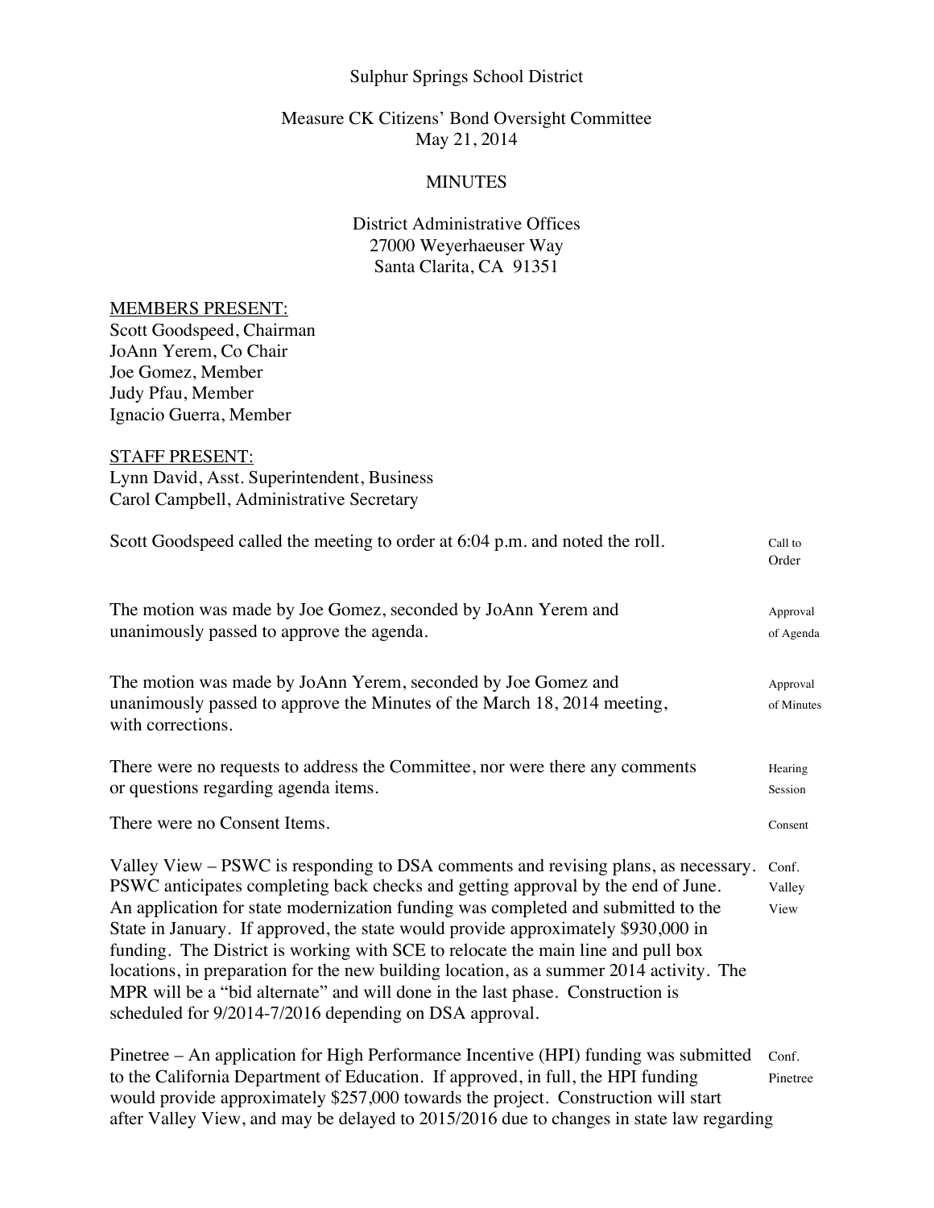Sulphur Springs School District

Measure CK Citizens' Bond Oversight Committee
May 21, 2014

MINUTES

District Administrative Offices
27000 Weyerhaeuser Way
Santa Clarita, CA 91351

MEMBERS PRESENT:
Scott Goodspeed, Chairman
JoAnn Yerem, Co Chair
Joe Gomez, Member
Judy Pfau, Member
Ignacio Guerra, Member

STAFF PRESENT:
Lynn David, Asst. Superintendent, Business
Carol Campbell, Administrative Secretary

| | |
|---|---|
| Scott Goodspeed called the meeting to order at 6:04 p.m. and noted the roll. | Call to Order |
| The motion was made by Joe Gomez, seconded by JoAnn Yerem and unanimously passed to approve the agenda. | Approval of Agenda |
| The motion was made by JoAnn Yerem, seconded by Joe Gomez and unanimously passed to approve the Minutes of the March 18, 2014 meeting, with corrections. | Approval of Minutes |
| There were no requests to address the Committee, nor were there any comments or questions regarding agenda items. | Hearing Session |
| There were no Consent Items. | Consent |
| Valley View – PSWC is responding to DSA comments and revising plans, as necessary. PSWC anticipates completing back checks and getting approval by the end of June. An application for state modernization funding was completed and submitted to the State in January. If approved, the state would provide approximately $930,000 in funding. The District is working with SCE to relocate the main line and pull box locations, in preparation for the new building location, as a summer 2014 activity. The MPR will be a "bid alternate" and will done in the last phase. Construction is scheduled for 9/2014-7/2016 depending on DSA approval. | Conf. Valley View |
| Pinetree – An application for High Performance Incentive (HPI) funding was submitted to the California Department of Education. If approved, in full, the HPI funding would provide approximately $257,000 towards the project. Construction will start after Valley View, and may be delayed to 2015/2016 due to changes in state law regarding | Conf. Pinetree |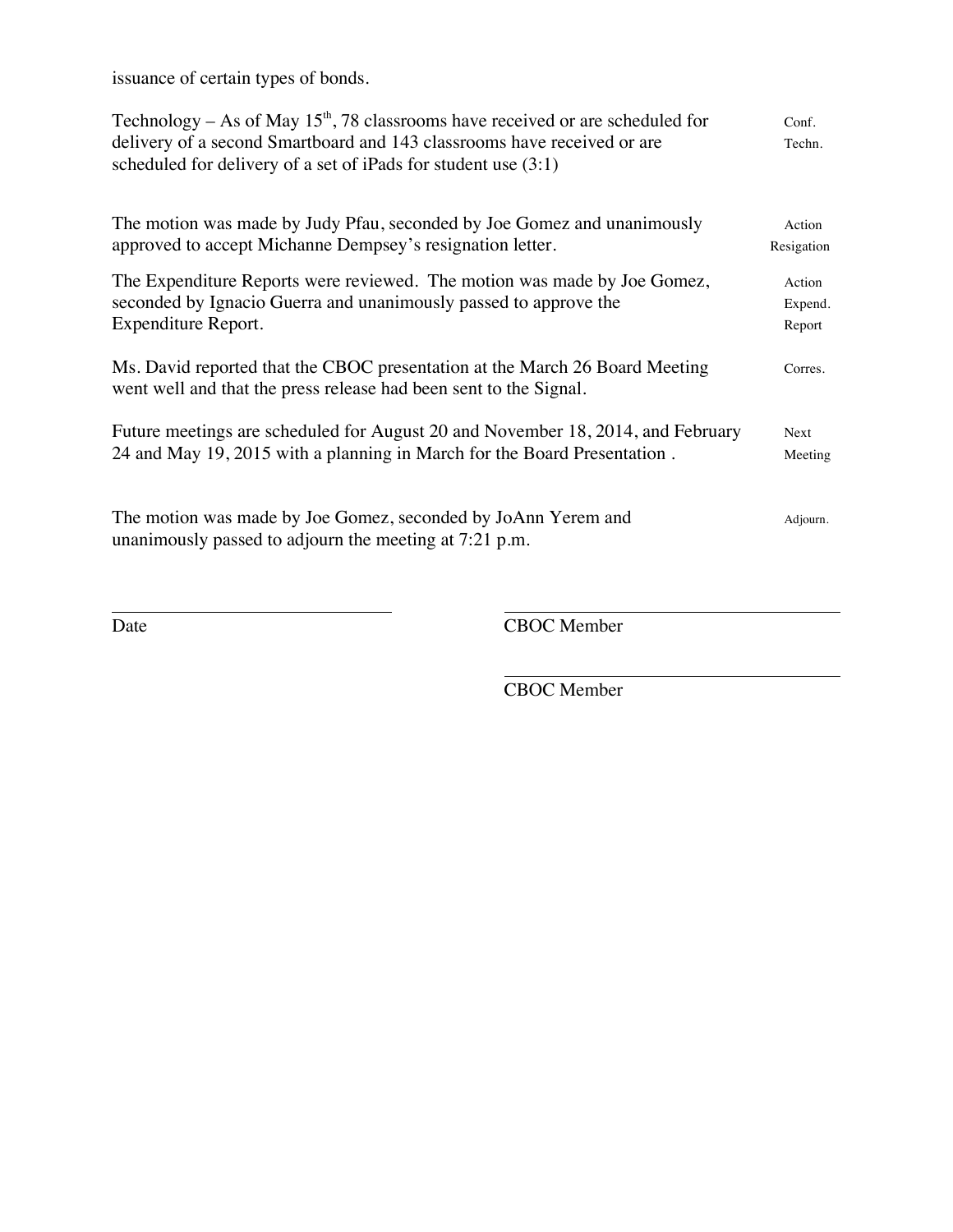issuance of certain types of bonds.

| | |
|---|---|
| Technology – As of May 15th, 78 classrooms have received or are scheduled for delivery of a second Smartboard and 143 classrooms have received or are scheduled for delivery of a set of iPads for student use (3:1) | Conf. Techn. |
| The motion was made by Judy Pfau, seconded by Joe Gomez and unanimously approved to accept Michanne Dempsey's resignation letter. | Action Resigation |
| The Expenditure Reports were reviewed. The motion was made by Joe Gomez, seconded by Ignacio Guerra and unanimously passed to approve the Expenditure Report. | Action Expend. Report |
| Ms. David reported that the CBOC presentation at the March 26 Board Meeting went well and that the press release had been sent to the Signal. | Corres. |
| Future meetings are scheduled for August 20 and November 18, 2014, and February 24 and May 19, 2015 with a planning in March for the Board Presentation . | Next Meeting |
| The motion was made by Joe Gomez, seconded by JoAnn Yerem and unanimously passed to adjourn the meeting at 7:21 p.m. | Adjourn. |

\_\_\_\_\_\_\_\_\_\_\_\_\_\_\_\_\_\_\_\_\_\_\_\_\_\_\_\_\_\_\_

Date

\_\_\_\_\_\_\_\_\_\_\_\_\_\_\_\_\_\_\_\_\_\_\_\_\_\_\_\_\_\_\_

CBOC Member

\_\_\_\_\_\_\_\_\_\_\_\_\_\_\_\_\_\_\_\_\_\_\_\_\_\_\_\_\_\_\_

CBOC Member